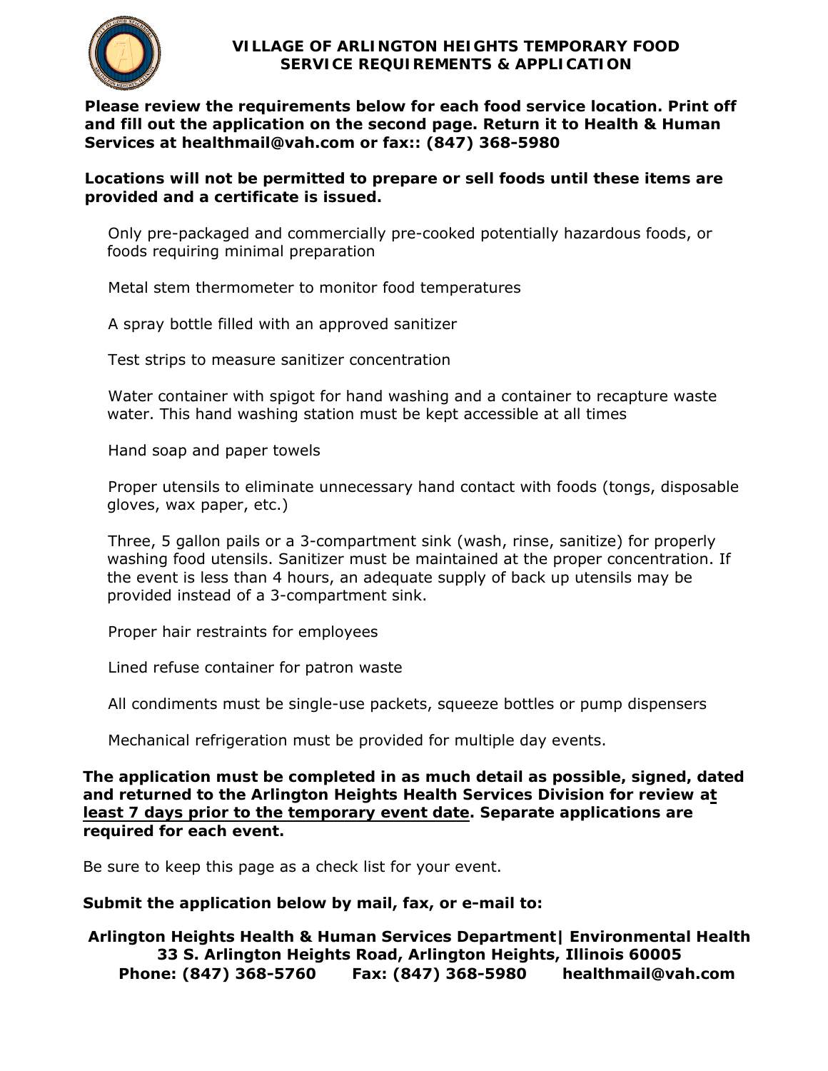# VILLAGE OF ARLINGTON HEIGHTS TEMPORARY FOOD SERVICE REQUIREMENTS & APPLICATION

**Please review the requirements below for each food service location. Print off and fill out the application on the second page. Return it to Health & Human Services at healthmail@vah.com or fax:: (847) 368-5980**

**Locations will not be permitted to prepare or sell foods until these items are provided and a certificate is issued.**

Only pre-packaged and commercially pre-cooked potentially hazardous foods, or foods requiring minimal preparation

Metal stem thermometer to monitor food temperatures

A spray bottle filled with an approved sanitizer

Test strips to measure sanitizer concentration

Water container with spigot for hand washing and a container to recapture waste water. This hand washing station must be kept accessible at all times

Hand soap and paper towels

Proper utensils to eliminate unnecessary hand contact with foods (tongs, disposable gloves, wax paper, etc.)

Three, 5 gallon pails or a 3-compartment sink (wash, rinse, sanitize) for properly washing food utensils. Sanitizer must be maintained at the proper concentration. If the event is less than 4 hours, an adequate supply of back up utensils may be provided instead of a 3-compartment sink.

Proper hair restraints for employees

Lined refuse container for patron waste

All condiments must be single-use packets, squeeze bottles or pump dispensers

Mechanical refrigeration must be provided for multiple day events.

**The application must be completed in as much detail as possible, signed, dated and returned to the Arlington Heights Health Services Division for review <u>at least 7 days prior to the temporary event date</u>. Separate applications are required for each event.**

Be sure to keep this page as a check list for your event.

**Submit the application below by mail, fax, or e-mail to:**

**Arlington Heights Health & Human Services Department| Environmental Health**
**33 S. Arlington Heights Road, Arlington Heights, Illinois 60005**
**Phone: (847) 368-5760 Fax: (847) 368-5980 healthmail@vah.com**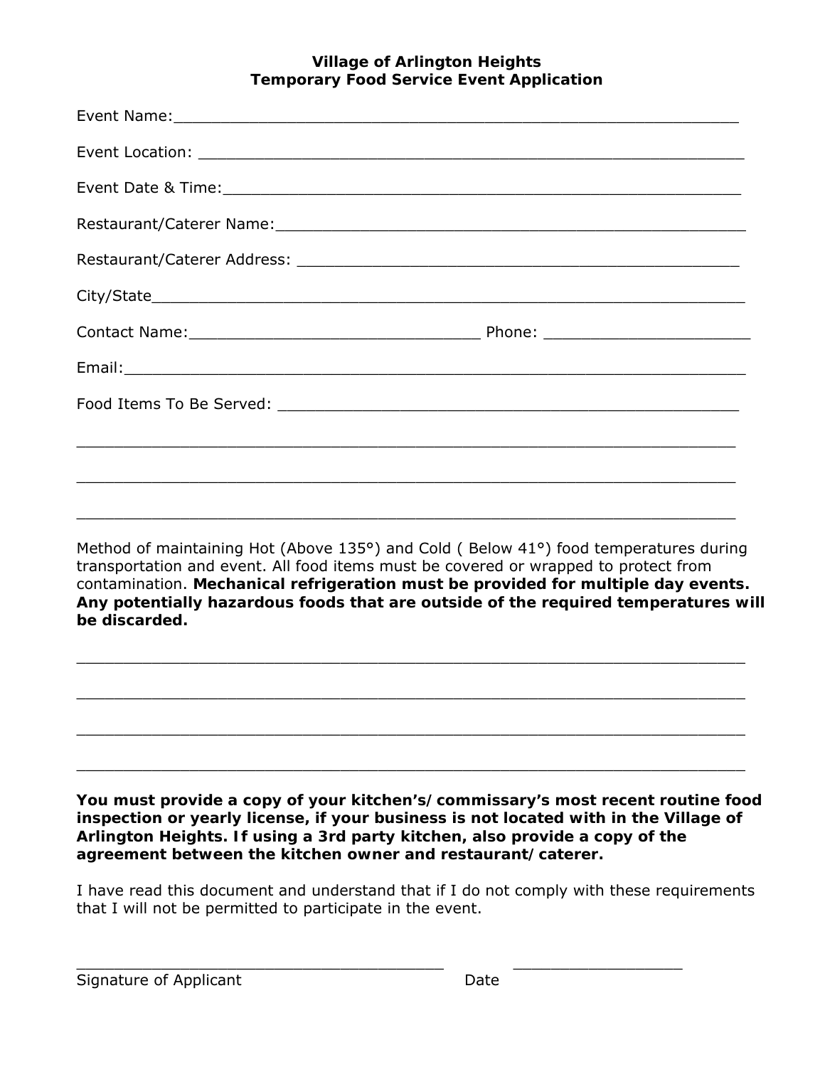**Village of Arlington Heights**
**Temporary Food Service Event Application**

Event Name:\_\_\_\_\_\_\_\_\_\_\_\_\_\_\_\_\_\_\_\_\_\_\_\_\_\_\_\_\_\_\_\_\_\_\_\_\_\_\_\_\_\_\_\_\_\_\_\_\_\_\_\_\_\_\_\_\_\_\_\_

Event Location: \_\_\_\_\_\_\_\_\_\_\_\_\_\_\_\_\_\_\_\_\_\_\_\_\_\_\_\_\_\_\_\_\_\_\_\_\_\_\_\_\_\_\_\_\_\_\_\_\_\_\_\_\_\_\_\_\_

Event Date & Time:\_\_\_\_\_\_\_\_\_\_\_\_\_\_\_\_\_\_\_\_\_\_\_\_\_\_\_\_\_\_\_\_\_\_\_\_\_\_\_\_\_\_\_\_\_\_\_\_\_\_\_\_\_\_

Restaurant/Caterer Name:\_\_\_\_\_\_\_\_\_\_\_\_\_\_\_\_\_\_\_\_\_\_\_\_\_\_\_\_\_\_\_\_\_\_\_\_\_\_\_\_\_\_\_\_\_\_\_\_\_

Restaurant/Caterer Address: \_\_\_\_\_\_\_\_\_\_\_\_\_\_\_\_\_\_\_\_\_\_\_\_\_\_\_\_\_\_\_\_\_\_\_\_\_\_\_\_\_\_\_\_\_\_

City/State\_\_\_\_\_\_\_\_\_\_\_\_\_\_\_\_\_\_\_\_\_\_\_\_\_\_\_\_\_\_\_\_\_\_\_\_\_\_\_\_\_\_\_\_\_\_\_\_\_\_\_\_\_\_\_\_\_\_\_\_\_\_

Contact Name:\_\_\_\_\_\_\_\_\_\_\_\_\_\_\_\_\_\_\_\_\_\_\_\_\_\_\_\_\_\_ Phone: \_\_\_\_\_\_\_\_\_\_\_\_\_\_\_\_\_\_\_\_\_\_

Email:\_\_\_\_\_\_\_\_\_\_\_\_\_\_\_\_\_\_\_\_\_\_\_\_\_\_\_\_\_\_\_\_\_\_\_\_\_\_\_\_\_\_\_\_\_\_\_\_\_\_\_\_\_\_\_\_\_\_\_\_\_\_\_\_\_

Food Items To Be Served: \_\_\_\_\_\_\_\_\_\_\_\_\_\_\_\_\_\_\_\_\_\_\_\_\_\_\_\_\_\_\_\_\_\_\_\_\_\_\_\_\_\_\_\_\_\_\_\_\_

\_\_\_\_\_\_\_\_\_\_\_\_\_\_\_\_\_\_\_\_\_\_\_\_\_\_\_\_\_\_\_\_\_\_\_\_\_\_\_\_\_\_\_\_\_\_\_\_\_\_\_\_\_\_\_\_\_\_\_\_\_\_\_\_\_\_\_\_\_\_

\_\_\_\_\_\_\_\_\_\_\_\_\_\_\_\_\_\_\_\_\_\_\_\_\_\_\_\_\_\_\_\_\_\_\_\_\_\_\_\_\_\_\_\_\_\_\_\_\_\_\_\_\_\_\_\_\_\_\_\_\_\_\_\_\_\_\_\_\_\_

\_\_\_\_\_\_\_\_\_\_\_\_\_\_\_\_\_\_\_\_\_\_\_\_\_\_\_\_\_\_\_\_\_\_\_\_\_\_\_\_\_\_\_\_\_\_\_\_\_\_\_\_\_\_\_\_\_\_\_\_\_\_\_\_\_\_\_\_\_\_

Method of maintaining Hot (Above 135°) and Cold ( Below 41°) food temperatures during transportation and event. All food items must be covered or wrapped to protect from contamination. **Mechanical refrigeration must be provided for multiple day events. Any potentially hazardous foods that are outside of the required temperatures will be discarded.**

\_\_\_\_\_\_\_\_\_\_\_\_\_\_\_\_\_\_\_\_\_\_\_\_\_\_\_\_\_\_\_\_\_\_\_\_\_\_\_\_\_\_\_\_\_\_\_\_\_\_\_\_\_\_\_\_\_\_\_\_\_\_\_\_\_\_\_\_\_\_

\_\_\_\_\_\_\_\_\_\_\_\_\_\_\_\_\_\_\_\_\_\_\_\_\_\_\_\_\_\_\_\_\_\_\_\_\_\_\_\_\_\_\_\_\_\_\_\_\_\_\_\_\_\_\_\_\_\_\_\_\_\_\_\_\_\_\_\_\_\_

\_\_\_\_\_\_\_\_\_\_\_\_\_\_\_\_\_\_\_\_\_\_\_\_\_\_\_\_\_\_\_\_\_\_\_\_\_\_\_\_\_\_\_\_\_\_\_\_\_\_\_\_\_\_\_\_\_\_\_\_\_\_\_\_\_\_\_\_\_\_

\_\_\_\_\_\_\_\_\_\_\_\_\_\_\_\_\_\_\_\_\_\_\_\_\_\_\_\_\_\_\_\_\_\_\_\_\_\_\_\_\_\_\_\_\_\_\_\_\_\_\_\_\_\_\_\_\_\_\_\_\_\_\_\_\_\_\_\_\_\_

**You must provide a copy of your kitchen's/commissary's most recent routine food inspection or yearly license, if your business is not located with in the Village of Arlington Heights. If using a 3rd party kitchen, also provide a copy of the agreement between the kitchen owner and restaurant/caterer.**

I have read this document and understand that if I do not comply with these requirements that I will not be permitted to participate in the event.

\_\_\_\_\_\_\_\_\_\_\_\_\_\_\_\_\_\_\_\_\_\_\_\_\_\_\_\_\_\_\_\_\_\_\_\_\_\_\_\_ \_\_\_\_\_\_\_\_\_\_\_\_\_\_\_\_\_\_\_\_

Signature of Applicant Date